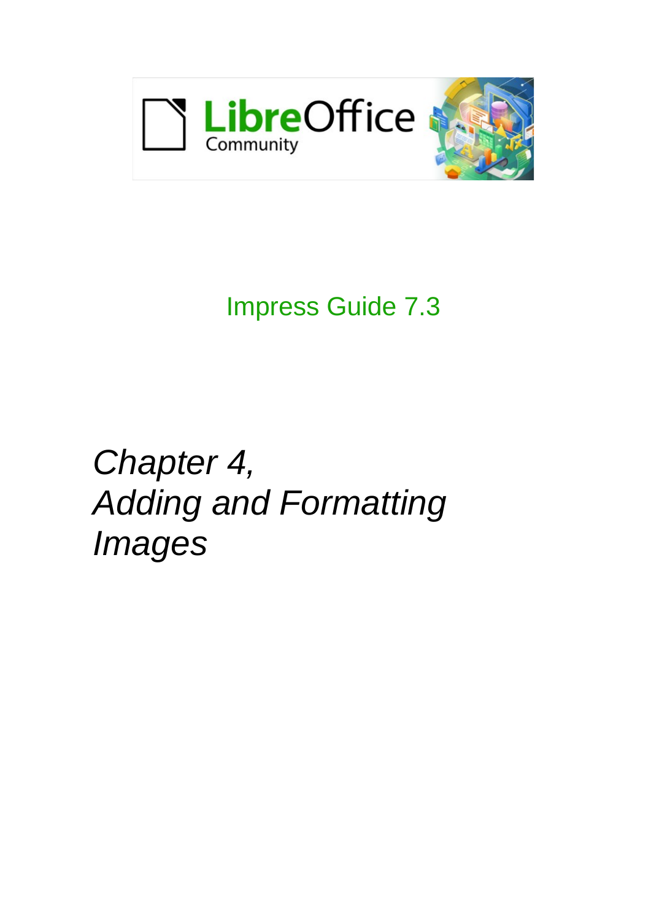LibreOffice Community

Impress Guide 7.3

# *Chapter 4, Adding and Formatting Images*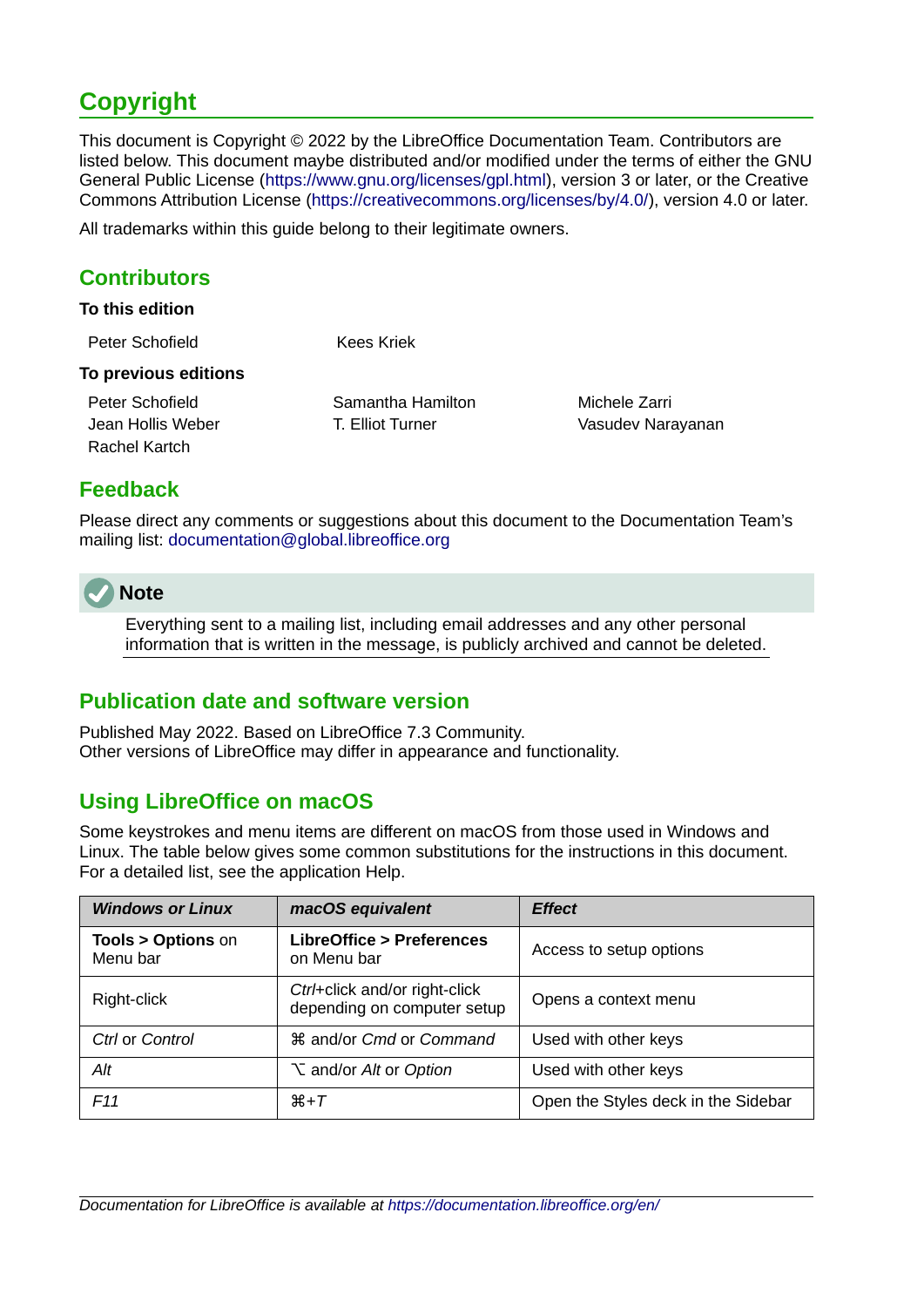# Copyright

This document is Copyright © 2022 by the LibreOffice Documentation Team. Contributors are listed below. This document maybe distributed and/or modified under the terms of either the GNU General Public License (https://www.gnu.org/licenses/gpl.html), version 3 or later, or the Creative Commons Attribution License (https://creativecommons.org/licenses/by/4.0/), version 4.0 or later.

All trademarks within this guide belong to their legitimate owners.

## Contributors

**To this edition**

Peter Schofield
Kees Kriek

**To previous editions**

Peter Schofield
Jean Hollis Weber
Rachel Kartch
Samantha Hamilton
T. Elliot Turner
Michele Zarri
Vasudev Narayanan

## Feedback

Please direct any comments or suggestions about this document to the Documentation Team's mailing list: documentation@global.libreoffice.org

**Note**

Everything sent to a mailing list, including email addresses and any other personal information that is written in the message, is publicly archived and cannot be deleted.

## Publication date and software version

Published May 2022. Based on LibreOffice 7.3 Community.
Other versions of LibreOffice may differ in appearance and functionality.

## Using LibreOffice on macOS

Some keystrokes and menu items are different on macOS from those used in Windows and Linux. The table below gives some common substitutions for the instructions in this document. For a detailed list, see the application Help.

| ***Windows or Linux*** | ***macOS equivalent*** | ***Effect*** |
|---|---|---|
| **Tools > Options** on Menu bar | **LibreOffice > Preferences** on Menu bar | Access to setup options |
| Right-click | *Ctrl*+click and/or right-click depending on computer setup | Opens a context menu |
| *Ctrl* or *Control* | ⌘ and/or *Cmd* or *Command* | Used with other keys |
| *Alt* | ⌥ and/or *Alt* or *Option* | Used with other keys |
| *F11* | ⌘+*T* | Open the Styles deck in the Sidebar |

*Documentation for LibreOffice is available at https://documentation.libreoffice.org/en/*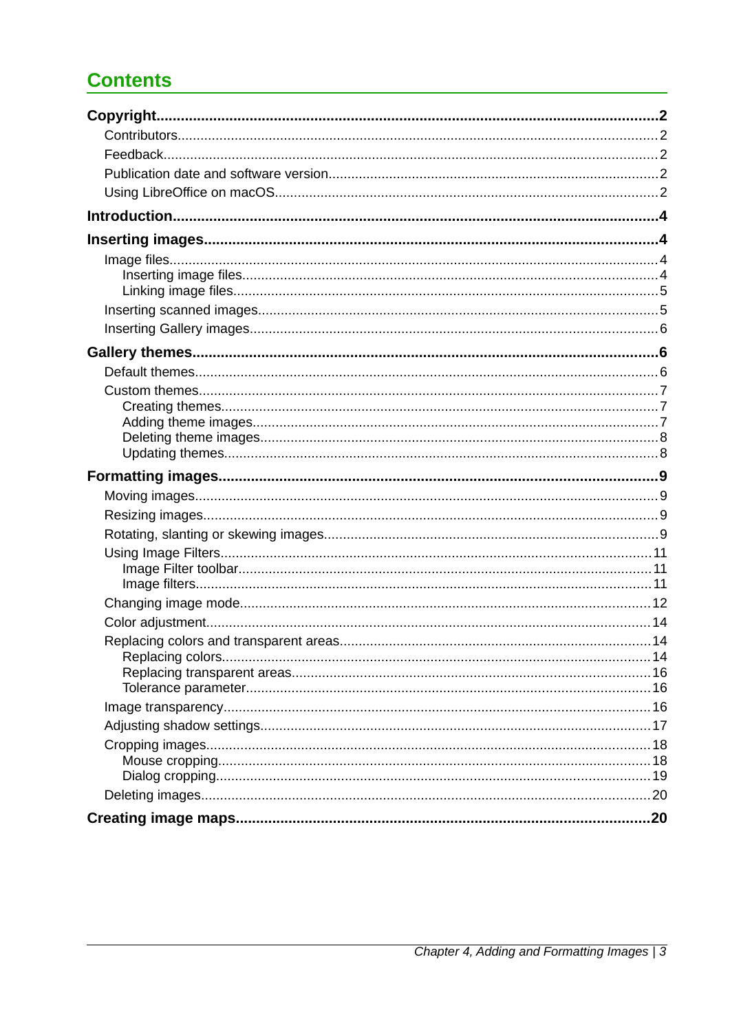# Contents

**Copyright 2**

- Contributors 2
- Feedback 2
- Publication date and software version 2
- Using LibreOffice on macOS 2

**Introduction 4**

**Inserting images 4**

- Image files 4
  - Inserting image files 4
  - Linking image files 5
- Inserting scanned images 5
- Inserting Gallery images 6

**Gallery themes 6**

- Default themes 6
- Custom themes 7
  - Creating themes 7
  - Adding theme images 7
  - Deleting theme images 8
  - Updating themes 8

**Formatting images 9**

- Moving images 9
- Resizing images 9
- Rotating, slanting or skewing images 9
- Using Image Filters 11
  - Image Filter toolbar 11
  - Image filters 11
- Changing image mode 12
- Color adjustment 14
- Replacing colors and transparent areas 14
  - Replacing colors 14
  - Replacing transparent areas 16
  - Tolerance parameter 16
- Image transparency 16
- Adjusting shadow settings 17
- Cropping images 18
  - Mouse cropping 18
  - Dialog cropping 19
- Deleting images 20

**Creating image maps 20**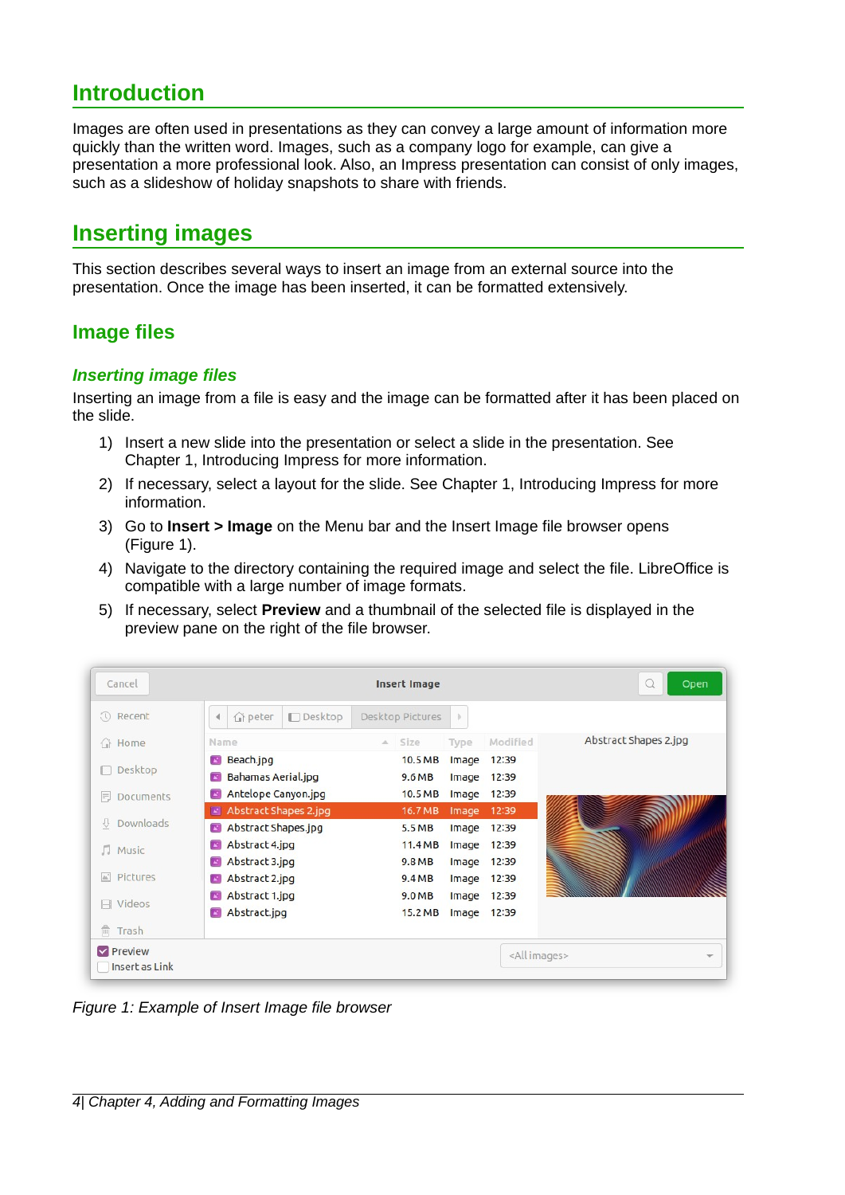# Introduction

Images are often used in presentations as they can convey a large amount of information more quickly than the written word. Images, such as a company logo for example, can give a presentation a more professional look. Also, an Impress presentation can consist of only images, such as a slideshow of holiday snapshots to share with friends.

# Inserting images

This section describes several ways to insert an image from an external source into the presentation. Once the image has been inserted, it can be formatted extensively.

## Image files

### *Inserting image files*

Inserting an image from a file is easy and the image can be formatted after it has been placed on the slide.

1) Insert a new slide into the presentation or select a slide in the presentation. See Chapter 1, Introducing Impress for more information.
2) If necessary, select a layout for the slide. See Chapter 1, Introducing Impress for more information.
3) Go to **Insert > Image** on the Menu bar and the Insert Image file browser opens (Figure 1).
4) Navigate to the directory containing the required image and select the file. LibreOffice is compatible with a large number of image formats.
5) If necessary, select **Preview** and a thumbnail of the selected file is displayed in the preview pane on the right of the file browser.

*Figure 1: Example of Insert Image file browser*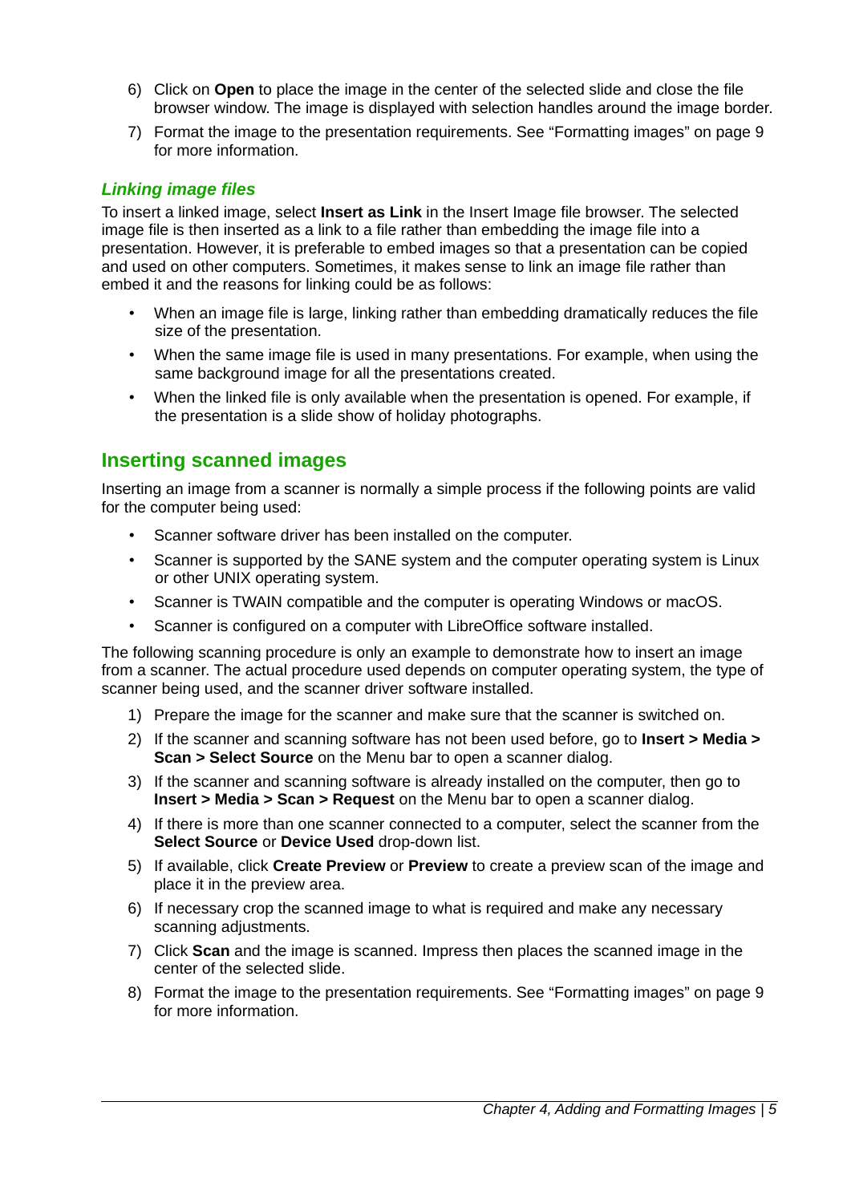6) Click on **Open** to place the image in the center of the selected slide and close the file browser window. The image is displayed with selection handles around the image border.
7) Format the image to the presentation requirements. See “Formatting images” on page 9 for more information.

### *Linking image files*

To insert a linked image, select **Insert as Link** in the Insert Image file browser. The selected image file is then inserted as a link to a file rather than embedding the image file into a presentation. However, it is preferable to embed images so that a presentation can be copied and used on other computers. Sometimes, it makes sense to link an image file rather than embed it and the reasons for linking could be as follows:

- When an image file is large, linking rather than embedding dramatically reduces the file size of the presentation.
- When the same image file is used in many presentations. For example, when using the same background image for all the presentations created.
- When the linked file is only available when the presentation is opened. For example, if the presentation is a slide show of holiday photographs.

## Inserting scanned images

Inserting an image from a scanner is normally a simple process if the following points are valid for the computer being used:

- Scanner software driver has been installed on the computer.
- Scanner is supported by the SANE system and the computer operating system is Linux or other UNIX operating system.
- Scanner is TWAIN compatible and the computer is operating Windows or macOS.
- Scanner is configured on a computer with LibreOffice software installed.

The following scanning procedure is only an example to demonstrate how to insert an image from a scanner. The actual procedure used depends on computer operating system, the type of scanner being used, and the scanner driver software installed.

1) Prepare the image for the scanner and make sure that the scanner is switched on.
2) If the scanner and scanning software has not been used before, go to **Insert > Media > Scan > Select Source** on the Menu bar to open a scanner dialog.
3) If the scanner and scanning software is already installed on the computer, then go to **Insert > Media > Scan > Request** on the Menu bar to open a scanner dialog.
4) If there is more than one scanner connected to a computer, select the scanner from the **Select Source** or **Device Used** drop-down list.
5) If available, click **Create Preview** or **Preview** to create a preview scan of the image and place it in the preview area.
6) If necessary crop the scanned image to what is required and make any necessary scanning adjustments.
7) Click **Scan** and the image is scanned. Impress then places the scanned image in the center of the selected slide.
8) Format the image to the presentation requirements. See “Formatting images” on page 9 for more information.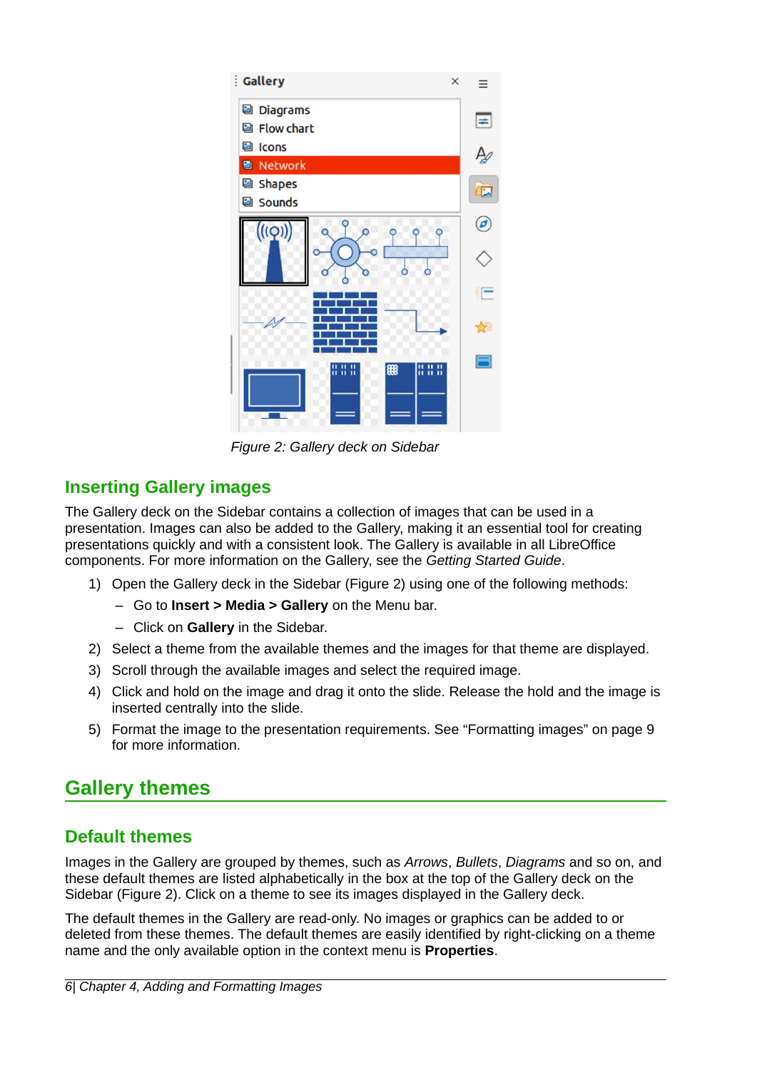Figure 2: Gallery deck on Sidebar

## Inserting Gallery images

The Gallery deck on the Sidebar contains a collection of images that can be used in a presentation. Images can also be added to the Gallery, making it an essential tool for creating presentations quickly and with a consistent look. The Gallery is available in all LibreOffice components. For more information on the Gallery, see the *Getting Started Guide*.

1) Open the Gallery deck in the Sidebar (Figure 2) using one of the following methods:
   - Go to **Insert > Media > Gallery** on the Menu bar.
   - Click on **Gallery** in the Sidebar.
2) Select a theme from the available themes and the images for that theme are displayed.
3) Scroll through the available images and select the required image.
4) Click and hold on the image and drag it onto the slide. Release the hold and the image is inserted centrally into the slide.
5) Format the image to the presentation requirements. See “Formatting images” on page 9 for more information.

# Gallery themes

## Default themes

Images in the Gallery are grouped by themes, such as *Arrows*, *Bullets*, *Diagrams* and so on, and these default themes are listed alphabetically in the box at the top of the Gallery deck on the Sidebar (Figure 2). Click on a theme to see its images displayed in the Gallery deck.

The default themes in the Gallery are read-only. No images or graphics can be added to or deleted from these themes. The default themes are easily identified by right-clicking on a theme name and the only available option in the context menu is **Properties**.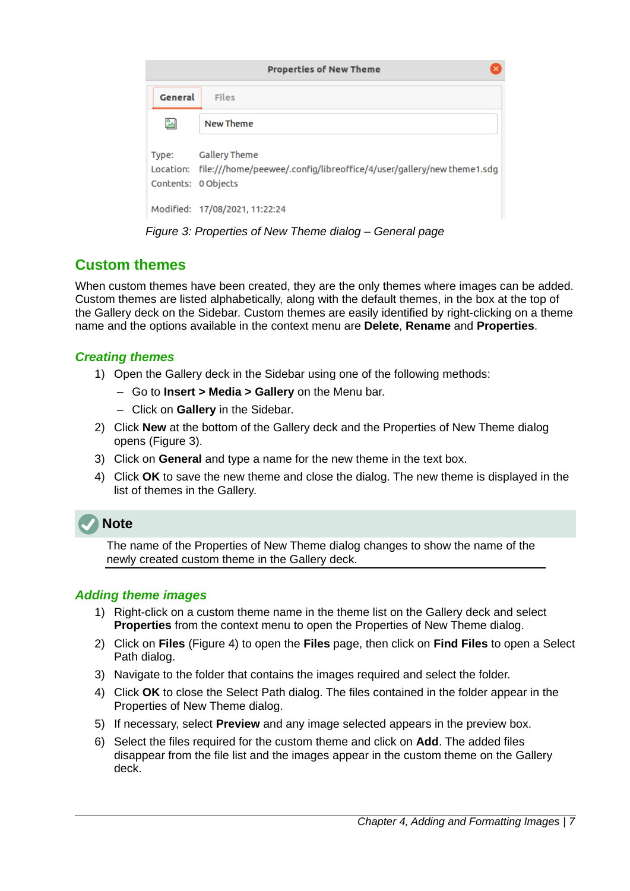Figure 3: Properties of New Theme dialog – General page

## Custom themes

When custom themes have been created, they are the only themes where images can be added. Custom themes are listed alphabetically, along with the default themes, in the box at the top of the Gallery deck on the Sidebar. Custom themes are easily identified by right-clicking on a theme name and the options available in the context menu are **Delete**, **Rename** and **Properties**.

### *Creating themes*

1) Open the Gallery deck in the Sidebar using one of the following methods:
   - Go to **Insert > Media > Gallery** on the Menu bar.
   - Click on **Gallery** in the Sidebar.
2) Click **New** at the bottom of the Gallery deck and the Properties of New Theme dialog opens (Figure 3).
3) Click on **General** and type a name for the new theme in the text box.
4) Click **OK** to save the new theme and close the dialog. The new theme is displayed in the list of themes in the Gallery.

**Note**

The name of the Properties of New Theme dialog changes to show the name of the newly created custom theme in the Gallery deck.

### *Adding theme images*

1) Right-click on a custom theme name in the theme list on the Gallery deck and select **Properties** from the context menu to open the Properties of New Theme dialog.
2) Click on **Files** (Figure 4) to open the **Files** page, then click on **Find Files** to open a Select Path dialog.
3) Navigate to the folder that contains the images required and select the folder.
4) Click **OK** to close the Select Path dialog. The files contained in the folder appear in the Properties of New Theme dialog.
5) If necessary, select **Preview** and any image selected appears in the preview box.
6) Select the files required for the custom theme and click on **Add**. The added files disappear from the file list and the images appear in the custom theme on the Gallery deck.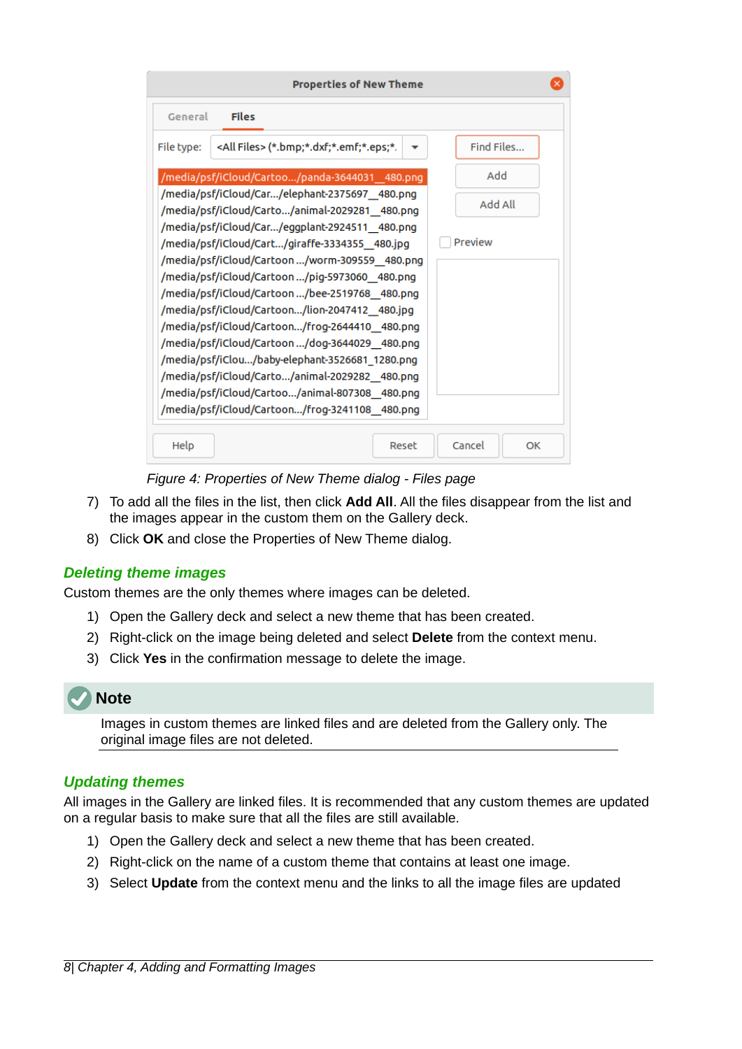Figure 4: Properties of New Theme dialog - Files page

7) To add all the files in the list, then click **Add All**. All the files disappear from the list and the images appear in the custom them on the Gallery deck.
8) Click **OK** and close the Properties of New Theme dialog.

### Deleting theme images

Custom themes are the only themes where images can be deleted.

1) Open the Gallery deck and select a new theme that has been created.
2) Right-click on the image being deleted and select **Delete** from the context menu.
3) Click **Yes** in the confirmation message to delete the image.

**Note**

Images in custom themes are linked files and are deleted from the Gallery only. The original image files are not deleted.

### Updating themes

All images in the Gallery are linked files. It is recommended that any custom themes are updated on a regular basis to make sure that all the files are still available.

1) Open the Gallery deck and select a new theme that has been created.
2) Right-click on the name of a custom theme that contains at least one image.
3) Select **Update** from the context menu and the links to all the image files are updated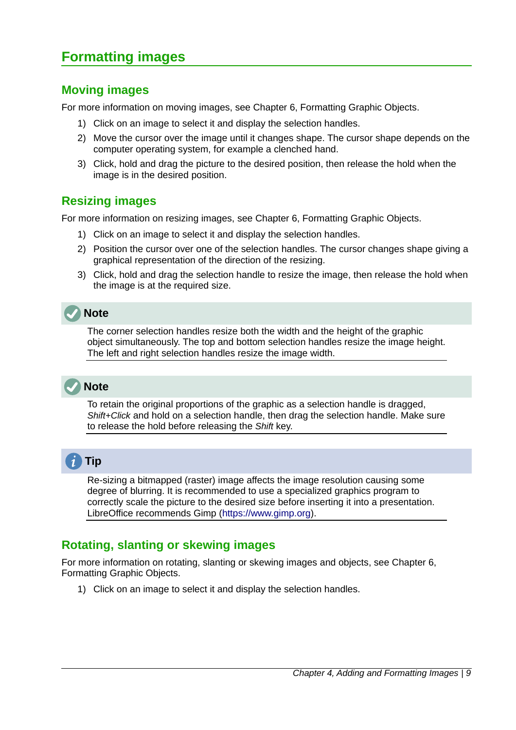# Formatting images

## Moving images

For more information on moving images, see Chapter 6, Formatting Graphic Objects.

1) Click on an image to select it and display the selection handles.
2) Move the cursor over the image until it changes shape. The cursor shape depends on the computer operating system, for example a clenched hand.
3) Click, hold and drag the picture to the desired position, then release the hold when the image is in the desired position.

## Resizing images

For more information on resizing images, see Chapter 6, Formatting Graphic Objects.

1) Click on an image to select it and display the selection handles.
2) Position the cursor over one of the selection handles. The cursor changes shape giving a graphical representation of the direction of the resizing.
3) Click, hold and drag the selection handle to resize the image, then release the hold when the image is at the required size.

**Note**

The corner selection handles resize both the width and the height of the graphic object simultaneously. The top and bottom selection handles resize the image height. The left and right selection handles resize the image width.

**Note**

To retain the original proportions of the graphic as a selection handle is dragged, *Shift+Click* and hold on a selection handle, then drag the selection handle. Make sure to release the hold before releasing the *Shift* key.

**Tip**

Re-sizing a bitmapped (raster) image affects the image resolution causing some degree of blurring. It is recommended to use a specialized graphics program to correctly scale the picture to the desired size before inserting it into a presentation. LibreOffice recommends Gimp (https://www.gimp.org).

## Rotating, slanting or skewing images

For more information on rotating, slanting or skewing images and objects, see Chapter 6, Formatting Graphic Objects.

1) Click on an image to select it and display the selection handles.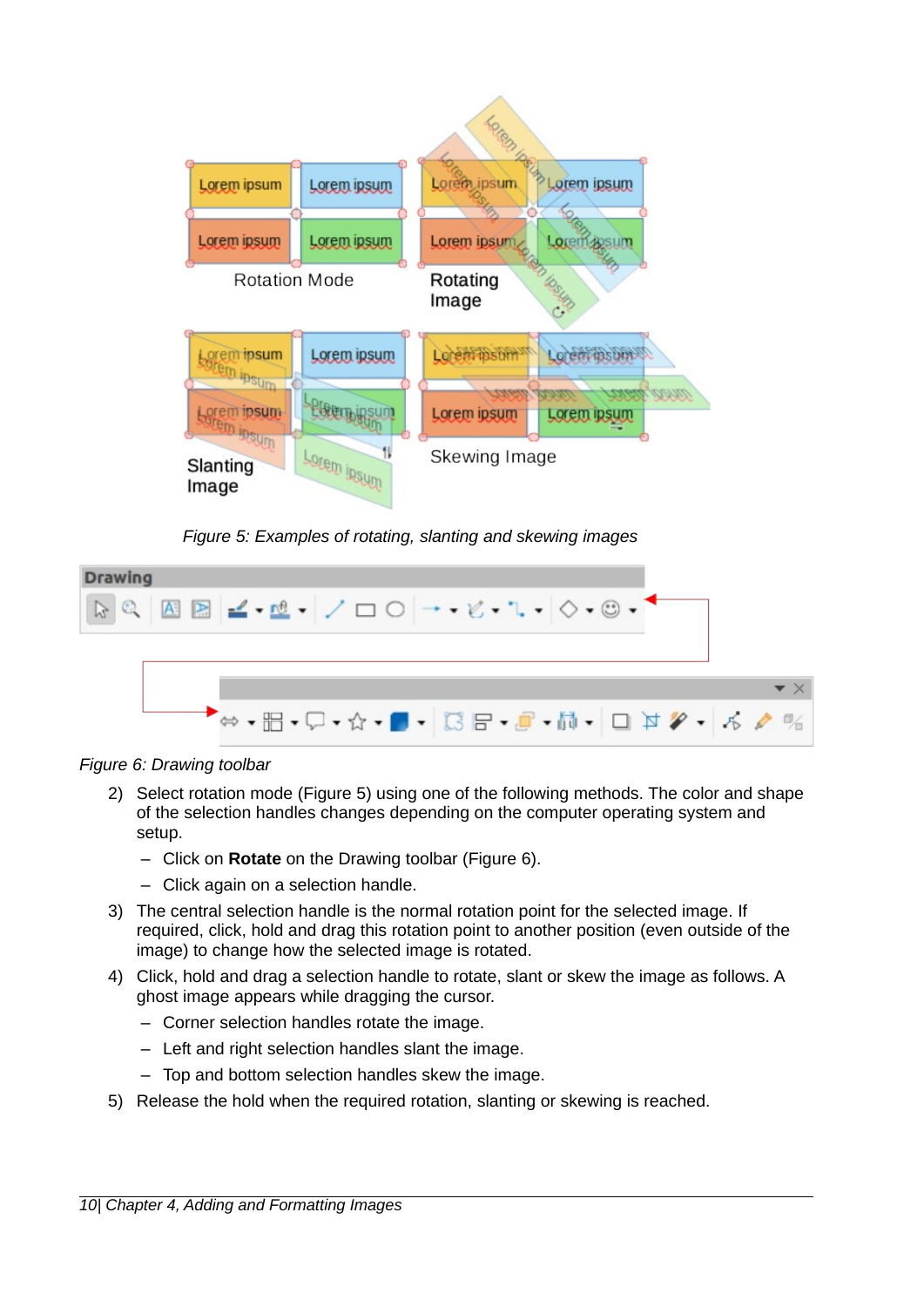*Figure 5: Examples of rotating, slanting and skewing images*

*Figure 6: Drawing toolbar*

2) Select rotation mode (Figure 5) using one of the following methods. The color and shape of the selection handles changes depending on the computer operating system and setup.
   – Click on **Rotate** on the Drawing toolbar (Figure 6).
   – Click again on a selection handle.
3) The central selection handle is the normal rotation point for the selected image. If required, click, hold and drag this rotation point to another position (even outside of the image) to change how the selected image is rotated.
4) Click, hold and drag a selection handle to rotate, slant or skew the image as follows. A ghost image appears while dragging the cursor.
   – Corner selection handles rotate the image.
   – Left and right selection handles slant the image.
   – Top and bottom selection handles skew the image.
5) Release the hold when the required rotation, slanting or skewing is reached.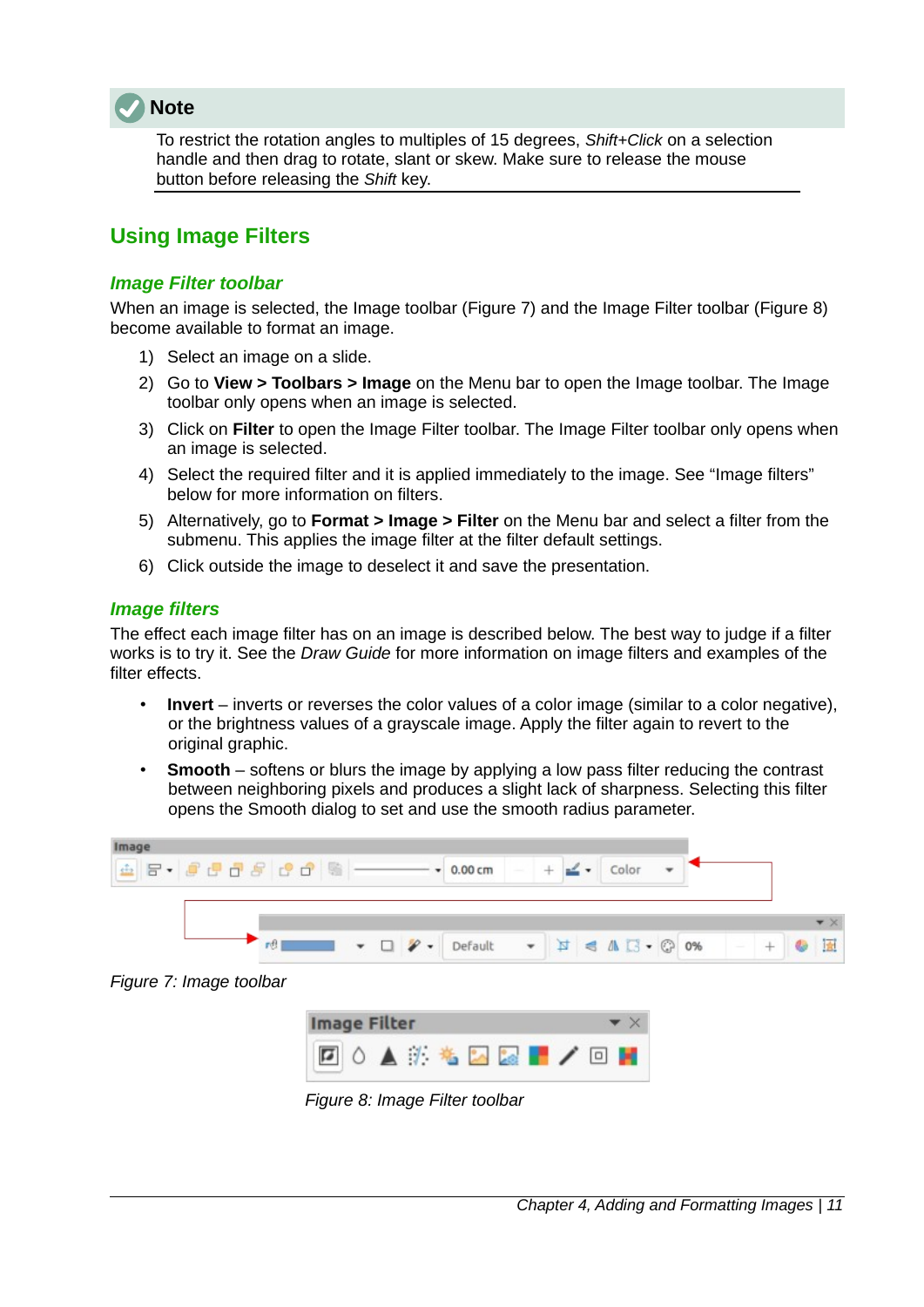> **Note**
>
> To restrict the rotation angles to multiples of 15 degrees, *Shift+Click* on a selection handle and then drag to rotate, slant or skew. Make sure to release the mouse button before releasing the *Shift* key.

## Using Image Filters

### Image Filter toolbar

When an image is selected, the Image toolbar (Figure 7) and the Image Filter toolbar (Figure 8) become available to format an image.

1) Select an image on a slide.
2) Go to **View > Toolbars > Image** on the Menu bar to open the Image toolbar. The Image toolbar only opens when an image is selected.
3) Click on **Filter** to open the Image Filter toolbar. The Image Filter toolbar only opens when an image is selected.
4) Select the required filter and it is applied immediately to the image. See "Image filters" below for more information on filters.
5) Alternatively, go to **Format > Image > Filter** on the Menu bar and select a filter from the submenu. This applies the image filter at the filter default settings.
6) Click outside the image to deselect it and save the presentation.

### Image filters

The effect each image filter has on an image is described below. The best way to judge if a filter works is to try it. See the *Draw Guide* for more information on image filters and examples of the filter effects.

- **Invert** – inverts or reverses the color values of a color image (similar to a color negative), or the brightness values of a grayscale image. Apply the filter again to revert to the original graphic.
- **Smooth** – softens or blurs the image by applying a low pass filter reducing the contrast between neighboring pixels and produces a slight lack of sharpness. Selecting this filter opens the Smooth dialog to set and use the smooth radius parameter.

*Figure 7: Image toolbar*

*Figure 8: Image Filter toolbar*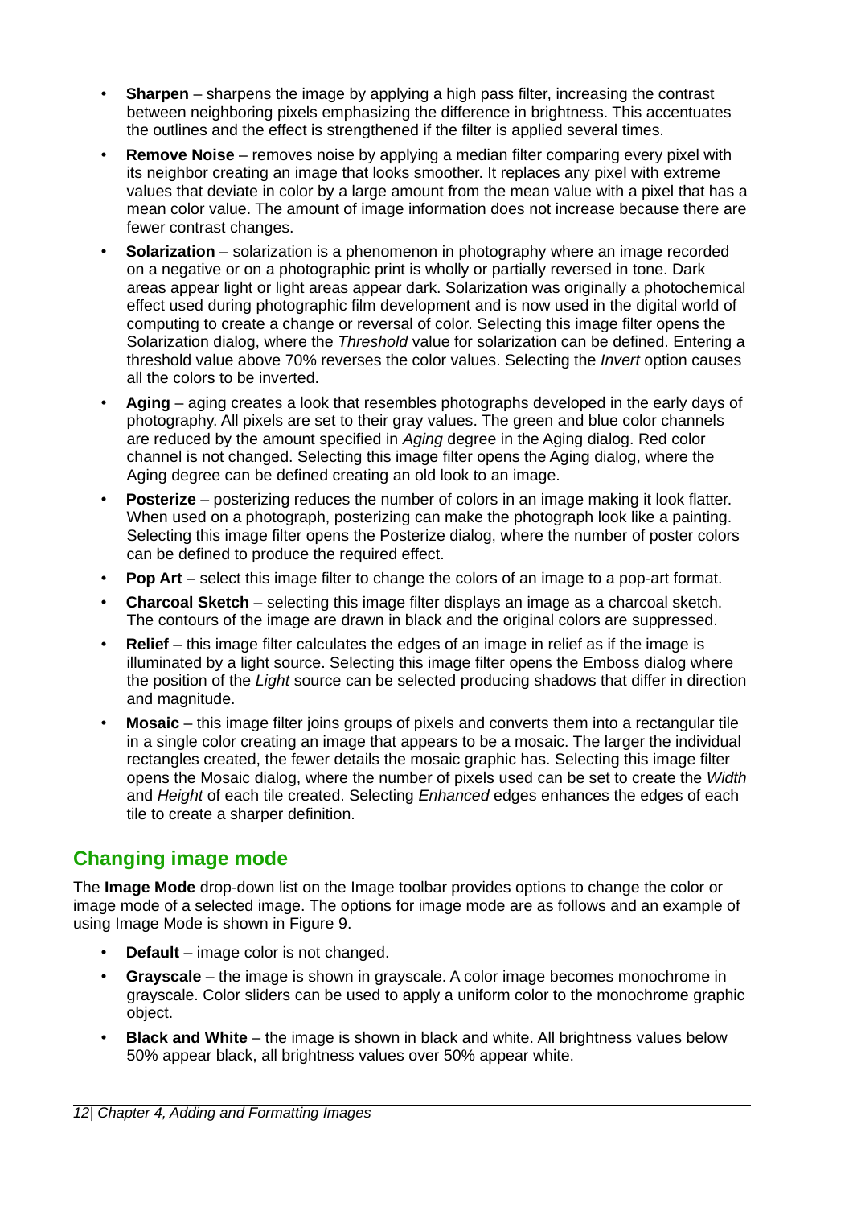- **Sharpen** – sharpens the image by applying a high pass filter, increasing the contrast between neighboring pixels emphasizing the difference in brightness. This accentuates the outlines and the effect is strengthened if the filter is applied several times.
- **Remove Noise** – removes noise by applying a median filter comparing every pixel with its neighbor creating an image that looks smoother. It replaces any pixel with extreme values that deviate in color by a large amount from the mean value with a pixel that has a mean color value. The amount of image information does not increase because there are fewer contrast changes.
- **Solarization** – solarization is a phenomenon in photography where an image recorded on a negative or on a photographic print is wholly or partially reversed in tone. Dark areas appear light or light areas appear dark. Solarization was originally a photochemical effect used during photographic film development and is now used in the digital world of computing to create a change or reversal of color. Selecting this image filter opens the Solarization dialog, where the *Threshold* value for solarization can be defined. Entering a threshold value above 70% reverses the color values. Selecting the *Invert* option causes all the colors to be inverted.
- **Aging** – aging creates a look that resembles photographs developed in the early days of photography. All pixels are set to their gray values. The green and blue color channels are reduced by the amount specified in *Aging* degree in the Aging dialog. Red color channel is not changed. Selecting this image filter opens the Aging dialog, where the Aging degree can be defined creating an old look to an image.
- **Posterize** – posterizing reduces the number of colors in an image making it look flatter. When used on a photograph, posterizing can make the photograph look like a painting. Selecting this image filter opens the Posterize dialog, where the number of poster colors can be defined to produce the required effect.
- **Pop Art** – select this image filter to change the colors of an image to a pop-art format.
- **Charcoal Sketch** – selecting this image filter displays an image as a charcoal sketch. The contours of the image are drawn in black and the original colors are suppressed.
- **Relief** – this image filter calculates the edges of an image in relief as if the image is illuminated by a light source. Selecting this image filter opens the Emboss dialog where the position of the *Light* source can be selected producing shadows that differ in direction and magnitude.
- **Mosaic** – this image filter joins groups of pixels and converts them into a rectangular tile in a single color creating an image that appears to be a mosaic. The larger the individual rectangles created, the fewer details the mosaic graphic has. Selecting this image filter opens the Mosaic dialog, where the number of pixels used can be set to create the *Width* and *Height* of each tile created. Selecting *Enhanced* edges enhances the edges of each tile to create a sharper definition.

## Changing image mode

The **Image Mode** drop-down list on the Image toolbar provides options to change the color or image mode of a selected image. The options for image mode are as follows and an example of using Image Mode is shown in Figure 9.

- **Default** – image color is not changed.
- **Grayscale** – the image is shown in grayscale. A color image becomes monochrome in grayscale. Color sliders can be used to apply a uniform color to the monochrome graphic object.
- **Black and White** – the image is shown in black and white. All brightness values below 50% appear black, all brightness values over 50% appear white.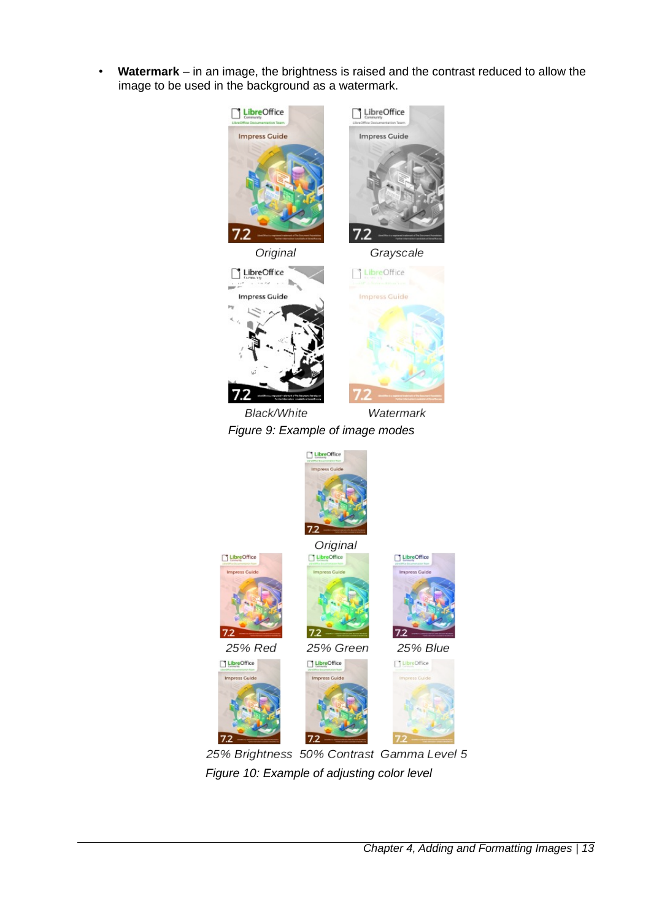- **Watermark** – in an image, the brightness is raised and the contrast reduced to allow the image to be used in the background as a watermark.

*Original* *Grayscale*

*Black/White* *Watermark*

*Figure 9: Example of image modes*

*Original*

*25% Red* *25% Green* *25% Blue*

*25% Brightness* *50% Contrast* *Gamma Level 5*

*Figure 10: Example of adjusting color level*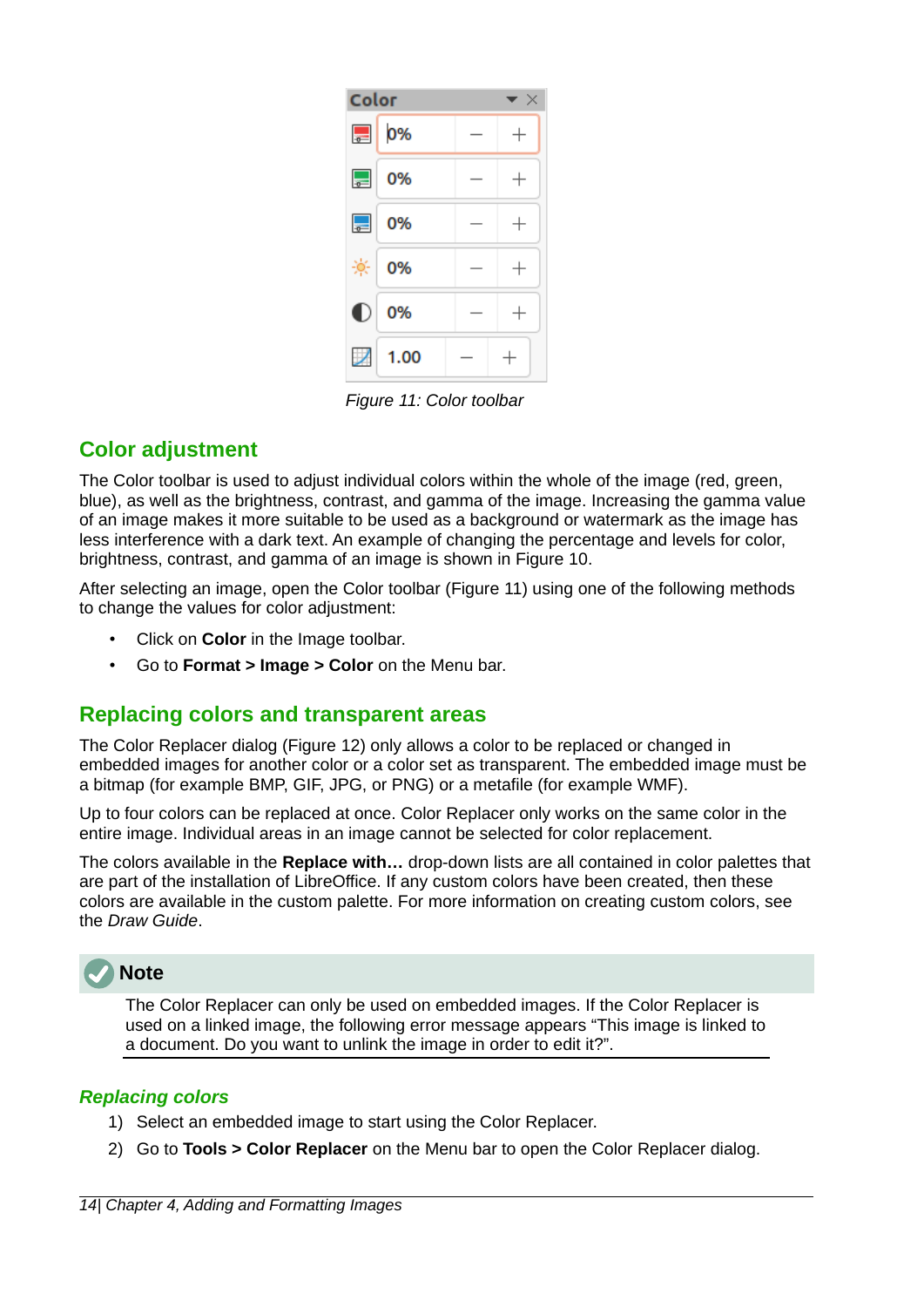Figure 11: Color toolbar

## Color adjustment

The Color toolbar is used to adjust individual colors within the whole of the image (red, green, blue), as well as the brightness, contrast, and gamma of the image. Increasing the gamma value of an image makes it more suitable to be used as a background or watermark as the image has less interference with a dark text. An example of changing the percentage and levels for color, brightness, contrast, and gamma of an image is shown in Figure 10.

After selecting an image, open the Color toolbar (Figure 11) using one of the following methods to change the values for color adjustment:

- Click on **Color** in the Image toolbar.
- Go to **Format > Image > Color** on the Menu bar.

## Replacing colors and transparent areas

The Color Replacer dialog (Figure 12) only allows a color to be replaced or changed in embedded images for another color or a color set as transparent. The embedded image must be a bitmap (for example BMP, GIF, JPG, or PNG) or a metafile (for example WMF).

Up to four colors can be replaced at once. Color Replacer only works on the same color in the entire image. Individual areas in an image cannot be selected for color replacement.

The colors available in the **Replace with…** drop-down lists are all contained in color palettes that are part of the installation of LibreOffice. If any custom colors have been created, then these colors are available in the custom palette. For more information on creating custom colors, see the *Draw Guide*.

**Note**

The Color Replacer can only be used on embedded images. If the Color Replacer is used on a linked image, the following error message appears “This image is linked to a document. Do you want to unlink the image in order to edit it?”.

### *Replacing colors*

1) Select an embedded image to start using the Color Replacer.
2) Go to **Tools > Color Replacer** on the Menu bar to open the Color Replacer dialog.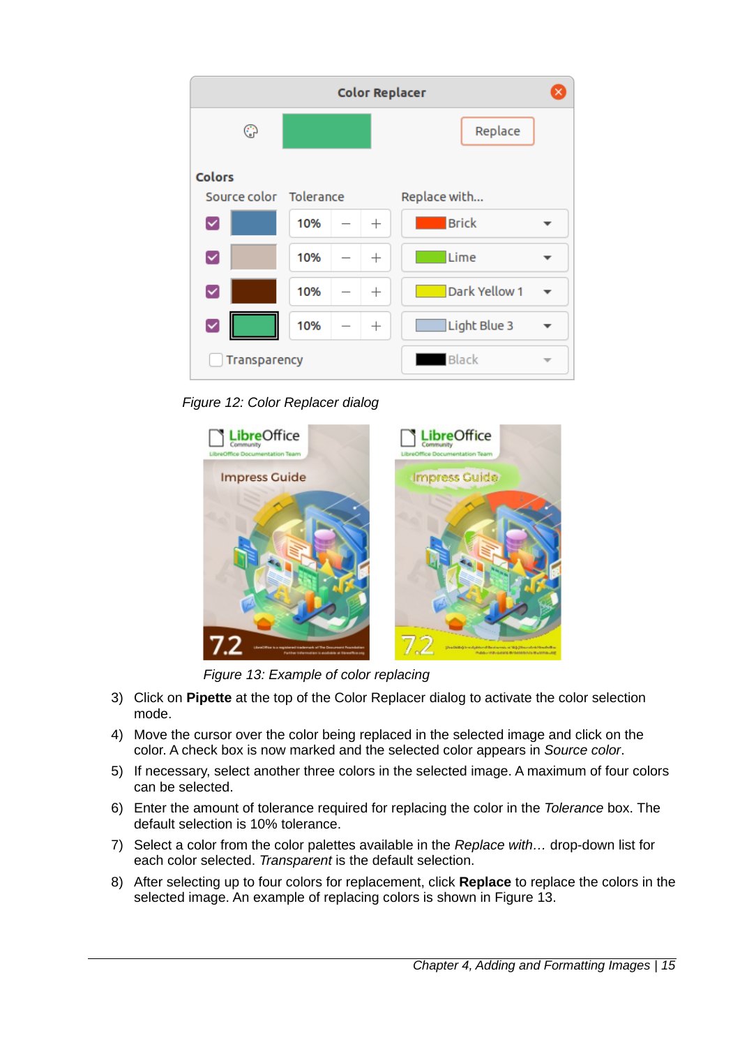*Figure 12: Color Replacer dialog*

*Figure 13: Example of color replacing*

3) Click on **Pipette** at the top of the Color Replacer dialog to activate the color selection mode.
4) Move the cursor over the color being replaced in the selected image and click on the color. A check box is now marked and the selected color appears in *Source color*.
5) If necessary, select another three colors in the selected image. A maximum of four colors can be selected.
6) Enter the amount of tolerance required for replacing the color in the *Tolerance* box. The default selection is 10% tolerance.
7) Select a color from the color palettes available in the *Replace with…* drop-down list for each color selected. *Transparent* is the default selection.
8) After selecting up to four colors for replacement, click **Replace** to replace the colors in the selected image. An example of replacing colors is shown in Figure 13.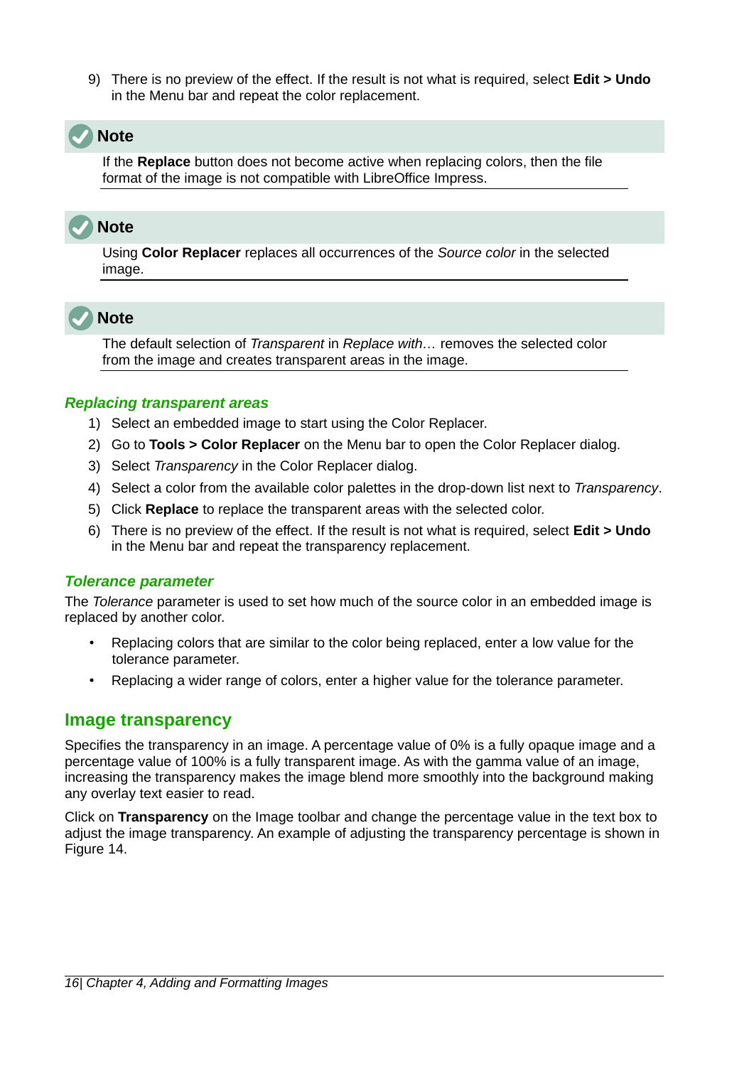9) There is no preview of the effect. If the result is not what is required, select **Edit > Undo** in the Menu bar and repeat the color replacement.

> **Note**
>
> If the **Replace** button does not become active when replacing colors, then the file format of the image is not compatible with LibreOffice Impress.

> **Note**
>
> Using **Color Replacer** replaces all occurrences of the *Source color* in the selected image.

> **Note**
>
> The default selection of *Transparent* in *Replace with…* removes the selected color from the image and creates transparent areas in the image.

#### *Replacing transparent areas*

1) Select an embedded image to start using the Color Replacer.
2) Go to **Tools > Color Replacer** on the Menu bar to open the Color Replacer dialog.
3) Select *Transparency* in the Color Replacer dialog.
4) Select a color from the available color palettes in the drop-down list next to *Transparency*.
5) Click **Replace** to replace the transparent areas with the selected color.
6) There is no preview of the effect. If the result is not what is required, select **Edit > Undo** in the Menu bar and repeat the transparency replacement.

#### *Tolerance parameter*

The *Tolerance* parameter is used to set how much of the source color in an embedded image is replaced by another color.

- Replacing colors that are similar to the color being replaced, enter a low value for the tolerance parameter.
- Replacing a wider range of colors, enter a higher value for the tolerance parameter.

### Image transparency

Specifies the transparency in an image. A percentage value of 0% is a fully opaque image and a percentage value of 100% is a fully transparent image. As with the gamma value of an image, increasing the transparency makes the image blend more smoothly into the background making any overlay text easier to read.

Click on **Transparency** on the Image toolbar and change the percentage value in the text box to adjust the image transparency. An example of adjusting the transparency percentage is shown in Figure 14.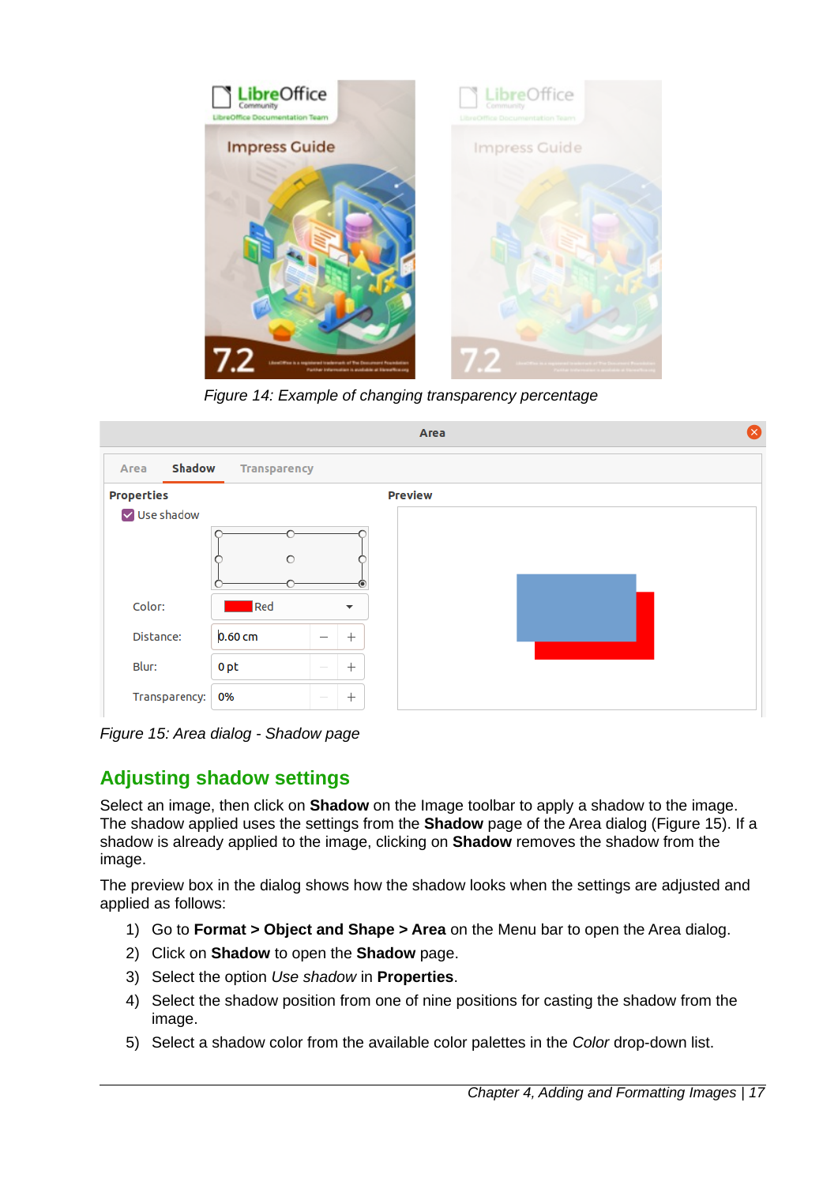Figure 14: Example of changing transparency percentage

Figure 15: Area dialog - Shadow page

## Adjusting shadow settings

Select an image, then click on **Shadow** on the Image toolbar to apply a shadow to the image. The shadow applied uses the settings from the **Shadow** page of the Area dialog (Figure 15). If a shadow is already applied to the image, clicking on **Shadow** removes the shadow from the image.

The preview box in the dialog shows how the shadow looks when the settings are adjusted and applied as follows:

1) Go to **Format > Object and Shape > Area** on the Menu bar to open the Area dialog.
2) Click on **Shadow** to open the **Shadow** page.
3) Select the option *Use shadow* in **Properties**.
4) Select the shadow position from one of nine positions for casting the shadow from the image.
5) Select a shadow color from the available color palettes in the *Color* drop-down list.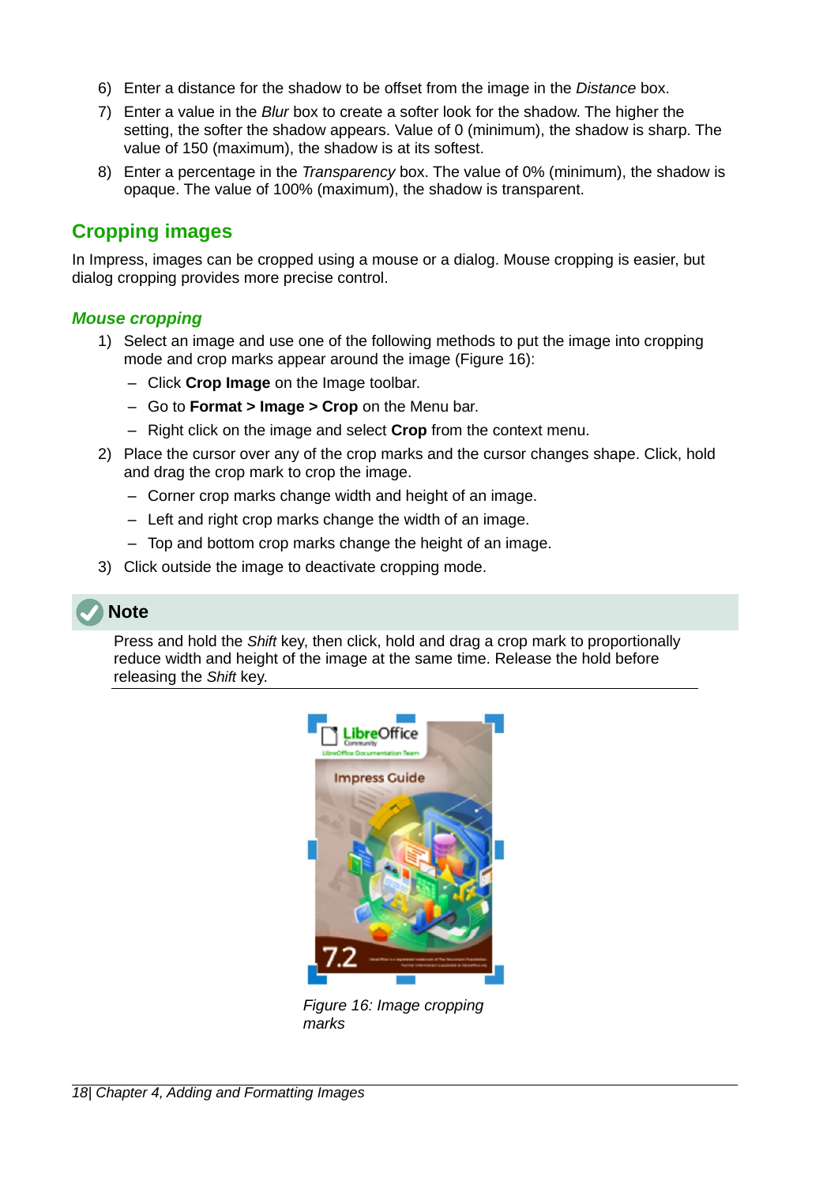6) Enter a distance for the shadow to be offset from the image in the *Distance* box.
7) Enter a value in the *Blur* box to create a softer look for the shadow. The higher the setting, the softer the shadow appears. Value of 0 (minimum), the shadow is sharp. The value of 150 (maximum), the shadow is at its softest.
8) Enter a percentage in the *Transparency* box. The value of 0% (minimum), the shadow is opaque. The value of 100% (maximum), the shadow is transparent.

## Cropping images

In Impress, images can be cropped using a mouse or a dialog. Mouse cropping is easier, but dialog cropping provides more precise control.

### *Mouse cropping*

1) Select an image and use one of the following methods to put the image into cropping mode and crop marks appear around the image (Figure 16):
   - Click **Crop Image** on the Image toolbar.
   - Go to **Format > Image > Crop** on the Menu bar.
   - Right click on the image and select **Crop** from the context menu.
2) Place the cursor over any of the crop marks and the cursor changes shape. Click, hold and drag the crop mark to crop the image.
   - Corner crop marks change width and height of an image.
   - Left and right crop marks change the width of an image.
   - Top and bottom crop marks change the height of an image.
3) Click outside the image to deactivate cropping mode.

**Note**

Press and hold the *Shift* key, then click, hold and drag a crop mark to proportionally reduce width and height of the image at the same time. Release the hold before releasing the *Shift* key.

*Figure 16: Image cropping marks*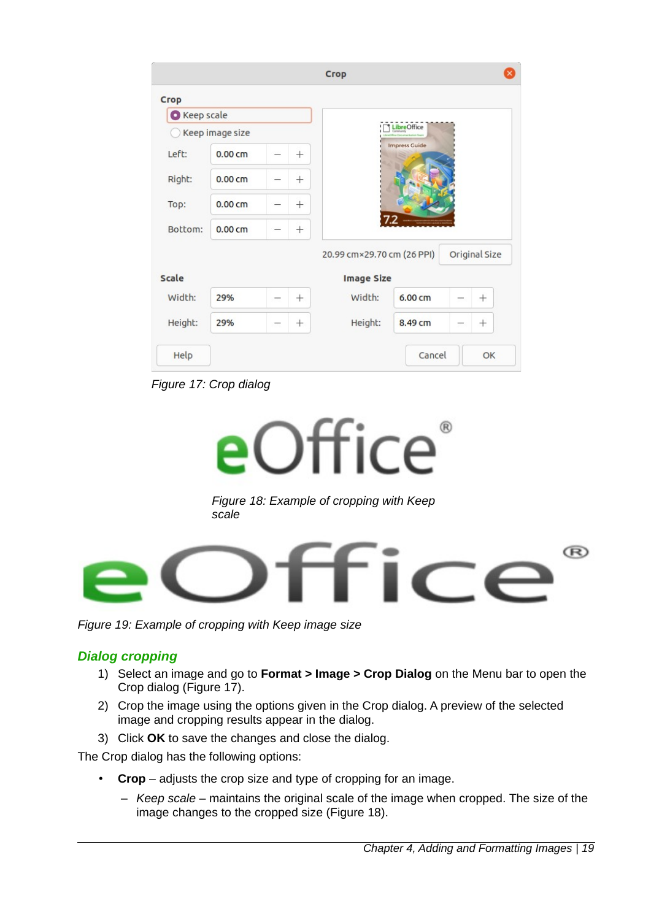Figure 17: Crop dialog

Figure 18: Example of cropping with Keep scale

Figure 19: Example of cropping with Keep image size

### *Dialog cropping*

1) Select an image and go to **Format > Image > Crop Dialog** on the Menu bar to open the Crop dialog (Figure 17).
2) Crop the image using the options given in the Crop dialog. A preview of the selected image and cropping results appear in the dialog.
3) Click **OK** to save the changes and close the dialog.

The Crop dialog has the following options:

- **Crop** – adjusts the crop size and type of cropping for an image.
  – *Keep scale* – maintains the original scale of the image when cropped. The size of the image changes to the cropped size (Figure 18).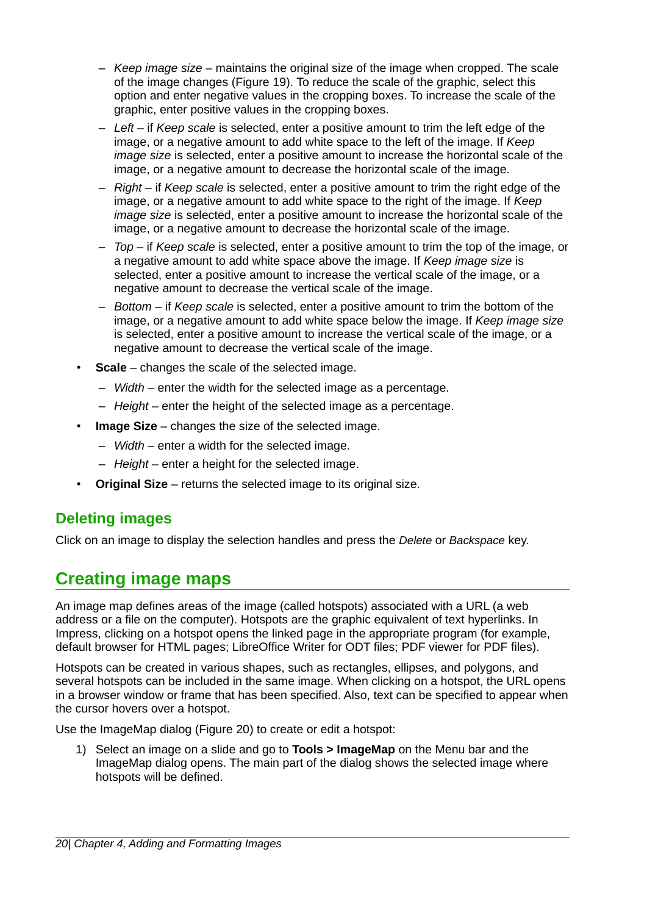- *Keep image size* – maintains the original size of the image when cropped. The scale of the image changes (Figure 19). To reduce the scale of the graphic, select this option and enter negative values in the cropping boxes. To increase the scale of the graphic, enter positive values in the cropping boxes.
  - *Left* – if *Keep scale* is selected, enter a positive amount to trim the left edge of the image, or a negative amount to add white space to the left of the image. If *Keep image size* is selected, enter a positive amount to increase the horizontal scale of the image, or a negative amount to decrease the horizontal scale of the image.
  - *Right* – if *Keep scale* is selected, enter a positive amount to trim the right edge of the image, or a negative amount to add white space to the right of the image. If *Keep image size* is selected, enter a positive amount to increase the horizontal scale of the image, or a negative amount to decrease the horizontal scale of the image.
  - *Top* – if *Keep scale* is selected, enter a positive amount to trim the top of the image, or a negative amount to add white space above the image. If *Keep image size* is selected, enter a positive amount to increase the vertical scale of the image, or a negative amount to decrease the vertical scale of the image.
  - *Bottom* – if *Keep scale* is selected, enter a positive amount to trim the bottom of the image, or a negative amount to add white space below the image. If *Keep image size* is selected, enter a positive amount to increase the vertical scale of the image, or a negative amount to decrease the vertical scale of the image.
- **Scale** – changes the scale of the selected image.
  - *Width* – enter the width for the selected image as a percentage.
  - *Height* – enter the height of the selected image as a percentage.
- **Image Size** – changes the size of the selected image.
  - *Width* – enter a width for the selected image.
  - *Height* – enter a height for the selected image.
- **Original Size** – returns the selected image to its original size.

### Deleting images

Click on an image to display the selection handles and press the *Delete* or *Backspace* key.

## Creating image maps

An image map defines areas of the image (called hotspots) associated with a URL (a web address or a file on the computer). Hotspots are the graphic equivalent of text hyperlinks. In Impress, clicking on a hotspot opens the linked page in the appropriate program (for example, default browser for HTML pages; LibreOffice Writer for ODT files; PDF viewer for PDF files).

Hotspots can be created in various shapes, such as rectangles, ellipses, and polygons, and several hotspots can be included in the same image. When clicking on a hotspot, the URL opens in a browser window or frame that has been specified. Also, text can be specified to appear when the cursor hovers over a hotspot.

Use the ImageMap dialog (Figure 20) to create or edit a hotspot:

1) Select an image on a slide and go to **Tools > ImageMap** on the Menu bar and the ImageMap dialog opens. The main part of the dialog shows the selected image where hotspots will be defined.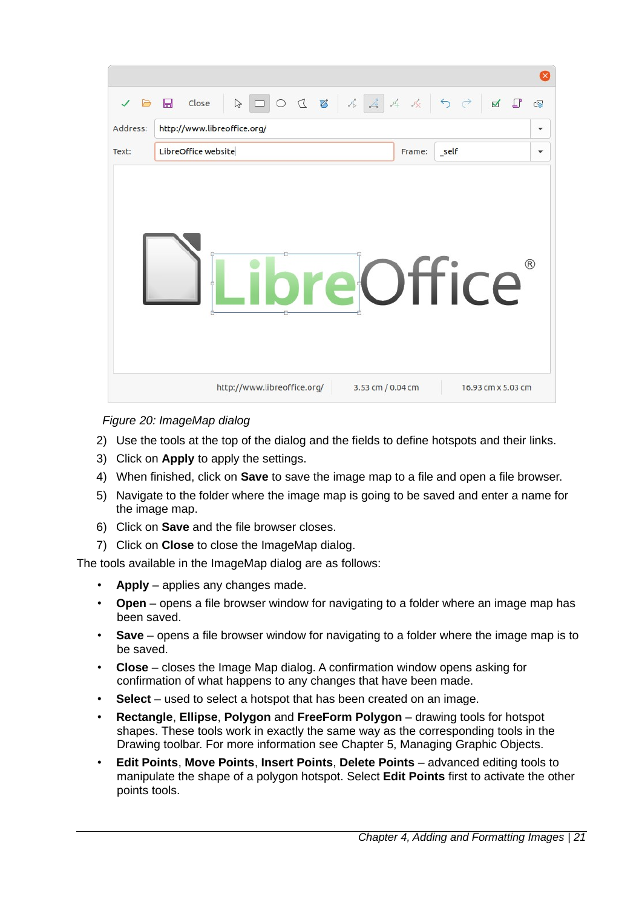*Figure 20: ImageMap dialog*

2) Use the tools at the top of the dialog and the fields to define hotspots and their links.
3) Click on **Apply** to apply the settings.
4) When finished, click on **Save** to save the image map to a file and open a file browser.
5) Navigate to the folder where the image map is going to be saved and enter a name for the image map.
6) Click on **Save** and the file browser closes.
7) Click on **Close** to close the ImageMap dialog.

The tools available in the ImageMap dialog are as follows:

- **Apply** – applies any changes made.
- **Open** – opens a file browser window for navigating to a folder where an image map has been saved.
- **Save** – opens a file browser window for navigating to a folder where the image map is to be saved.
- **Close** – closes the Image Map dialog. A confirmation window opens asking for confirmation of what happens to any changes that have been made.
- **Select** – used to select a hotspot that has been created on an image.
- **Rectangle**, **Ellipse**, **Polygon** and **FreeForm Polygon** – drawing tools for hotspot shapes. These tools work in exactly the same way as the corresponding tools in the Drawing toolbar. For more information see Chapter 5, Managing Graphic Objects.
- **Edit Points**, **Move Points**, **Insert Points**, **Delete Points** – advanced editing tools to manipulate the shape of a polygon hotspot. Select **Edit Points** first to activate the other points tools.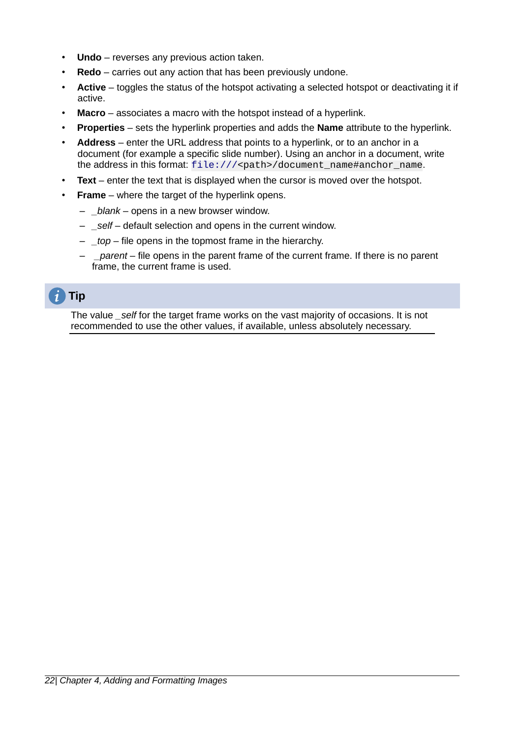- **Undo** – reverses any previous action taken.
- **Redo** – carries out any action that has been previously undone.
- **Active** – toggles the status of the hotspot activating a selected hotspot or deactivating it if active.
- **Macro** – associates a macro with the hotspot instead of a hyperlink.
- **Properties** – sets the hyperlink properties and adds the **Name** attribute to the hyperlink.
- **Address** – enter the URL address that points to a hyperlink, or to an anchor in a document (for example a specific slide number). Using an anchor in a document, write the address in this format: `file:///<path>/document_name#anchor_name`.
- **Text** – enter the text that is displayed when the cursor is moved over the hotspot.
- **Frame** – where the target of the hyperlink opens.
  - *_blank* – opens in a new browser window.
  - *_self* – default selection and opens in the current window.
  - *_top* – file opens in the topmost frame in the hierarchy.
  - *_parent* – file opens in the parent frame of the current frame. If there is no parent frame, the current frame is used.

**Tip**

The value *_self* for the target frame works on the vast majority of occasions. It is not recommended to use the other values, if available, unless absolutely necessary.